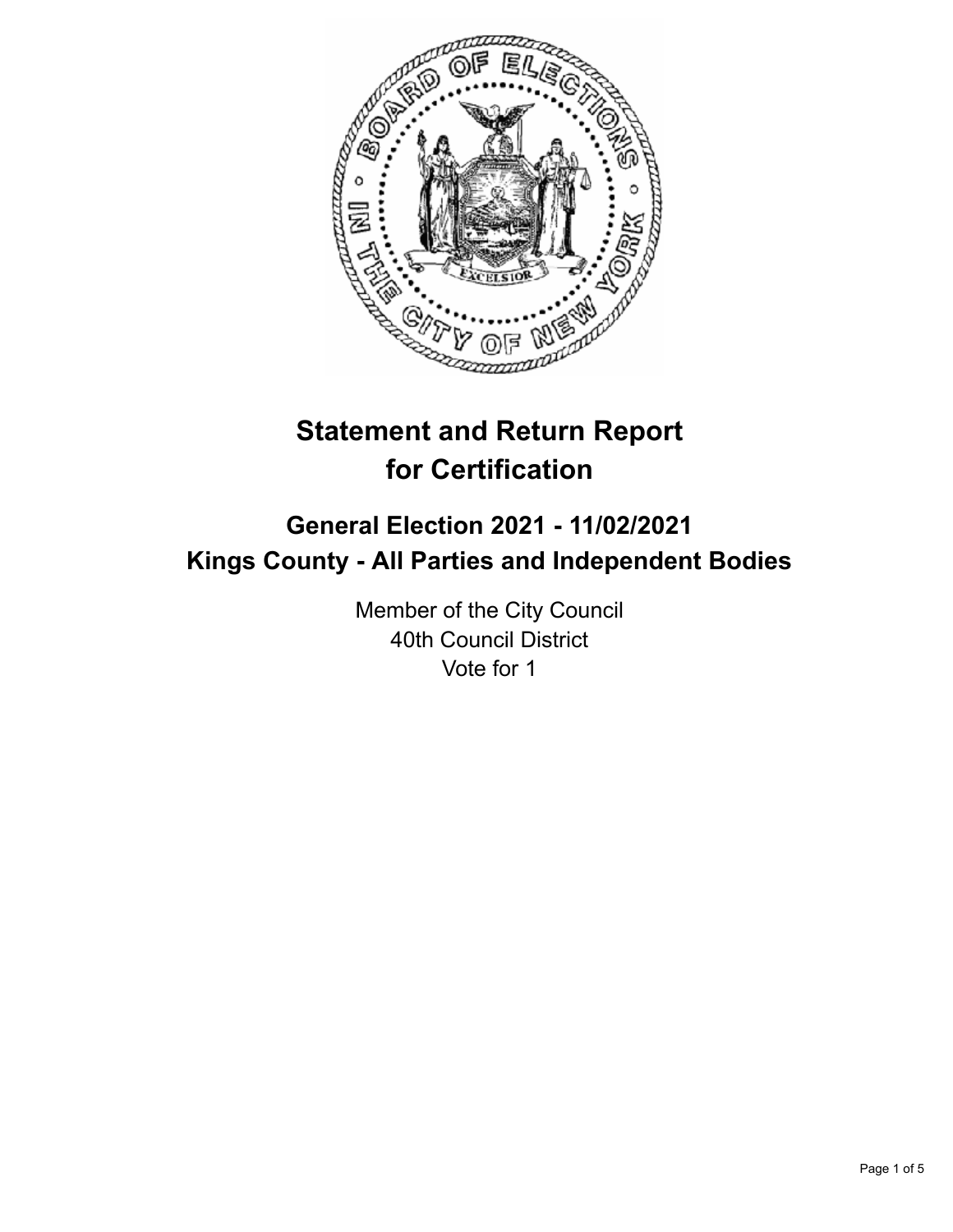# Statement and Return Report for Certification

## General Election 2021 - 11/02/2021
## Kings County - All Parties and Independent Bodies

Member of the City Council
40th Council District
Vote for 1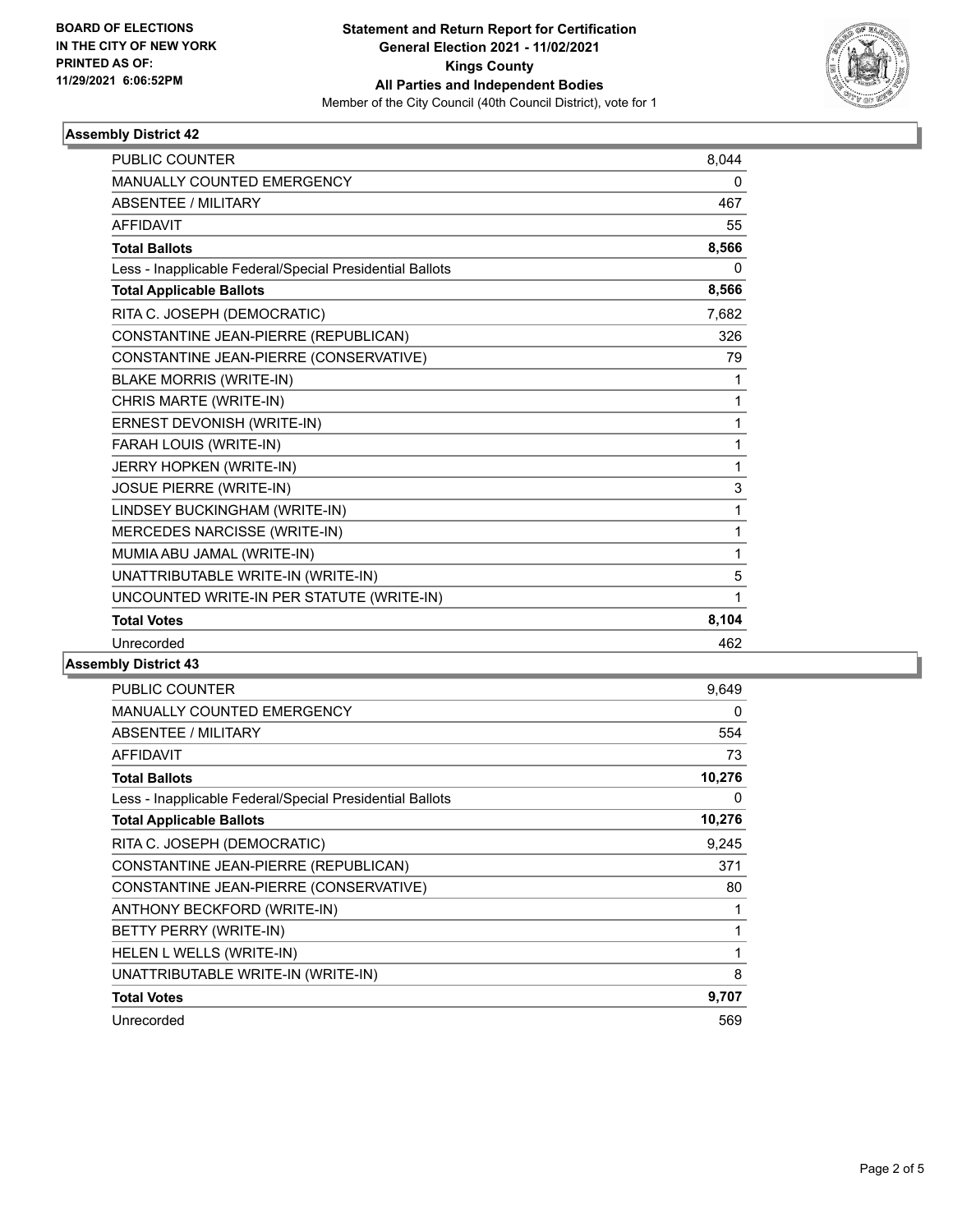**BOARD OF ELECTIONS IN THE CITY OF NEW YORK PRINTED AS OF: 11/29/2021 6:06:52PM**

# Statement and Return Report for Certification General Election 2021 - 11/02/2021 Kings County All Parties and Independent Bodies

Member of the City Council (40th Council District), vote for 1

## Assembly District 42

| | |
|---|---|
| PUBLIC COUNTER | 8,044 |
| MANUALLY COUNTED EMERGENCY | 0 |
| ABSENTEE / MILITARY | 467 |
| AFFIDAVIT | 55 |
| **Total Ballots** | **8,566** |
| Less - Inapplicable Federal/Special Presidential Ballots | 0 |
| **Total Applicable Ballots** | **8,566** |
| RITA C. JOSEPH (DEMOCRATIC) | 7,682 |
| CONSTANTINE JEAN-PIERRE (REPUBLICAN) | 326 |
| CONSTANTINE JEAN-PIERRE (CONSERVATIVE) | 79 |
| BLAKE MORRIS (WRITE-IN) | 1 |
| CHRIS MARTE (WRITE-IN) | 1 |
| ERNEST DEVONISH (WRITE-IN) | 1 |
| FARAH LOUIS (WRITE-IN) | 1 |
| JERRY HOPKEN (WRITE-IN) | 1 |
| JOSUE PIERRE (WRITE-IN) | 3 |
| LINDSEY BUCKINGHAM (WRITE-IN) | 1 |
| MERCEDES NARCISSE (WRITE-IN) | 1 |
| MUMIA ABU JAMAL (WRITE-IN) | 1 |
| UNATTRIBUTABLE WRITE-IN (WRITE-IN) | 5 |
| UNCOUNTED WRITE-IN PER STATUTE (WRITE-IN) | 1 |
| **Total Votes** | **8,104** |
| Unrecorded | 462 |

## Assembly District 43

| | |
|---|---|
| PUBLIC COUNTER | 9,649 |
| MANUALLY COUNTED EMERGENCY | 0 |
| ABSENTEE / MILITARY | 554 |
| AFFIDAVIT | 73 |
| **Total Ballots** | **10,276** |
| Less - Inapplicable Federal/Special Presidential Ballots | 0 |
| **Total Applicable Ballots** | **10,276** |
| RITA C. JOSEPH (DEMOCRATIC) | 9,245 |
| CONSTANTINE JEAN-PIERRE (REPUBLICAN) | 371 |
| CONSTANTINE JEAN-PIERRE (CONSERVATIVE) | 80 |
| ANTHONY BECKFORD (WRITE-IN) | 1 |
| BETTY PERRY (WRITE-IN) | 1 |
| HELEN L WELLS (WRITE-IN) | 1 |
| UNATTRIBUTABLE WRITE-IN (WRITE-IN) | 8 |
| **Total Votes** | **9,707** |
| Unrecorded | 569 |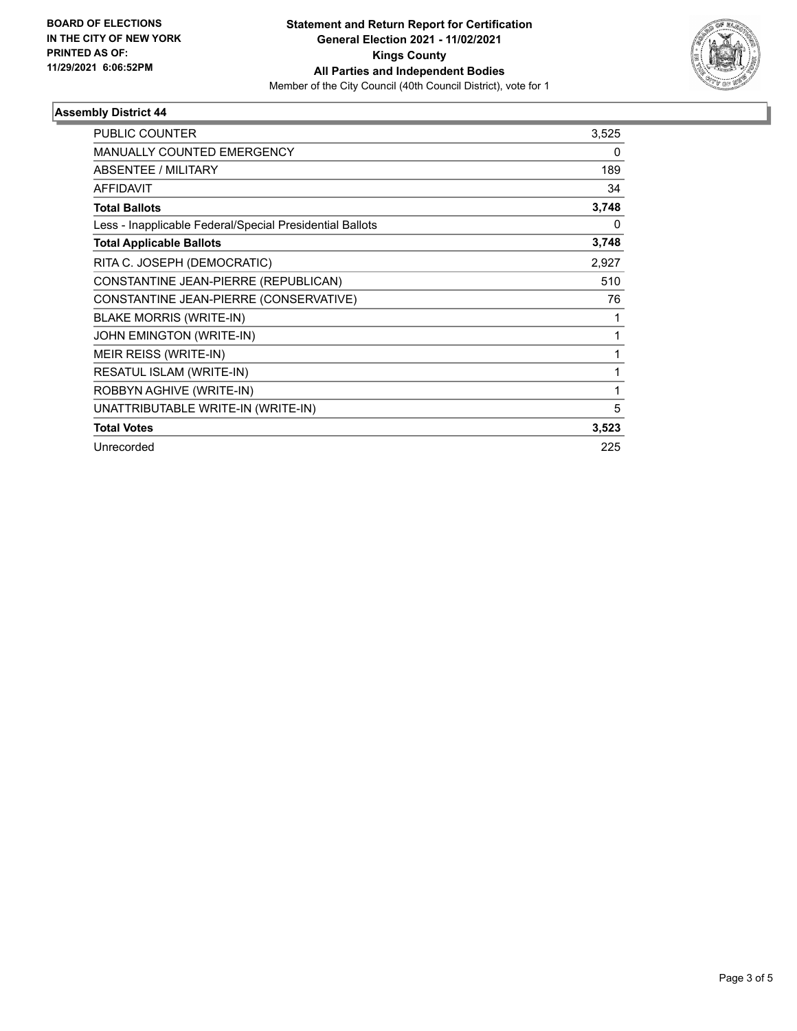**BOARD OF ELECTIONS IN THE CITY OF NEW YORK PRINTED AS OF: 11/29/2021 6:06:52PM**

**Statement and Return Report for Certification General Election 2021 - 11/02/2021 Kings County All Parties and Independent Bodies**

Member of the City Council (40th Council District), vote for 1

### Assembly District 44

| | |
|---|---|
| PUBLIC COUNTER | 3,525 |
| MANUALLY COUNTED EMERGENCY | 0 |
| ABSENTEE / MILITARY | 189 |
| AFFIDAVIT | 34 |
| **Total Ballots** | **3,748** |
| Less - Inapplicable Federal/Special Presidential Ballots | 0 |
| **Total Applicable Ballots** | **3,748** |
| RITA C. JOSEPH (DEMOCRATIC) | 2,927 |
| CONSTANTINE JEAN-PIERRE (REPUBLICAN) | 510 |
| CONSTANTINE JEAN-PIERRE (CONSERVATIVE) | 76 |
| BLAKE MORRIS (WRITE-IN) | 1 |
| JOHN EMINGTON (WRITE-IN) | 1 |
| MEIR REISS (WRITE-IN) | 1 |
| RESATUL ISLAM (WRITE-IN) | 1 |
| ROBBYN AGHIVE (WRITE-IN) | 1 |
| UNATTRIBUTABLE WRITE-IN (WRITE-IN) | 5 |
| **Total Votes** | **3,523** |
| Unrecorded | 225 |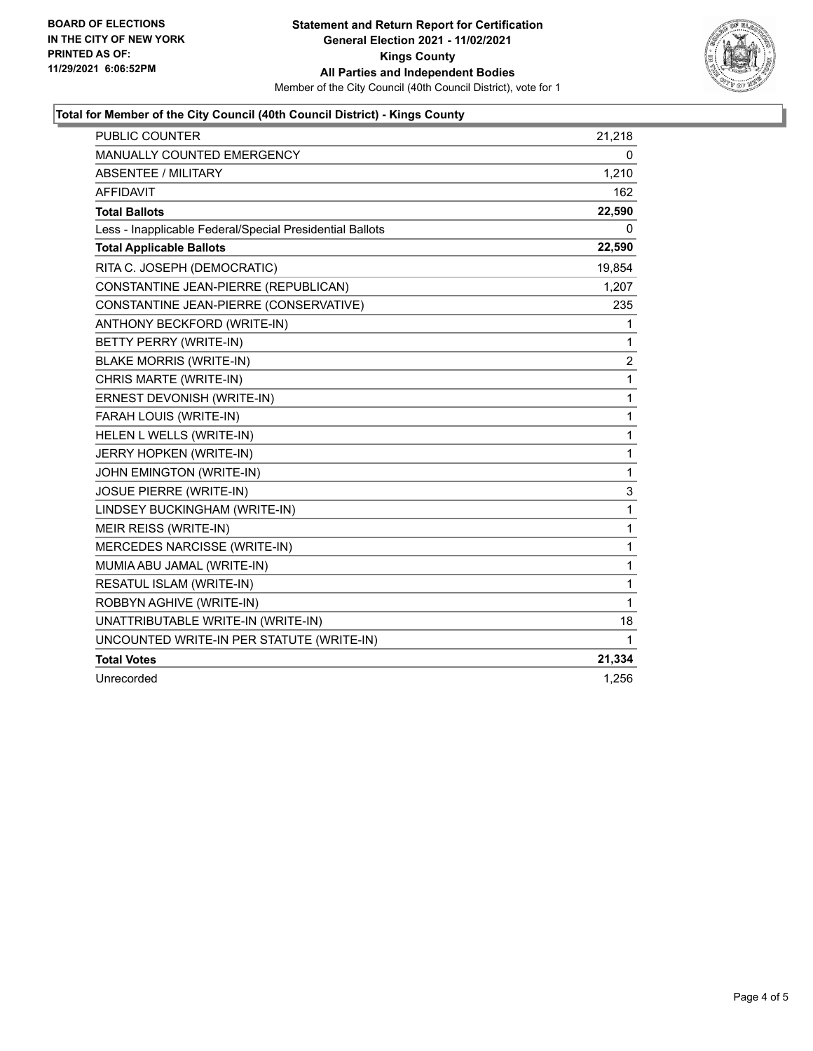**BOARD OF ELECTIONS IN THE CITY OF NEW YORK PRINTED AS OF: 11/29/2021 6:06:52PM**

# Statement and Return Report for Certification
## General Election 2021 - 11/02/2021
## Kings County
## All Parties and Independent Bodies

Member of the City Council (40th Council District), vote for 1

### Total for Member of the City Council (40th Council District) - Kings County

| | |
|---|---|
| PUBLIC COUNTER | 21,218 |
| MANUALLY COUNTED EMERGENCY | 0 |
| ABSENTEE / MILITARY | 1,210 |
| AFFIDAVIT | 162 |
| **Total Ballots** | **22,590** |
| Less - Inapplicable Federal/Special Presidential Ballots | 0 |
| **Total Applicable Ballots** | **22,590** |
| RITA C. JOSEPH (DEMOCRATIC) | 19,854 |
| CONSTANTINE JEAN-PIERRE (REPUBLICAN) | 1,207 |
| CONSTANTINE JEAN-PIERRE (CONSERVATIVE) | 235 |
| ANTHONY BECKFORD (WRITE-IN) | 1 |
| BETTY PERRY (WRITE-IN) | 1 |
| BLAKE MORRIS (WRITE-IN) | 2 |
| CHRIS MARTE (WRITE-IN) | 1 |
| ERNEST DEVONISH (WRITE-IN) | 1 |
| FARAH LOUIS (WRITE-IN) | 1 |
| HELEN L WELLS (WRITE-IN) | 1 |
| JERRY HOPKEN (WRITE-IN) | 1 |
| JOHN EMINGTON (WRITE-IN) | 1 |
| JOSUE PIERRE (WRITE-IN) | 3 |
| LINDSEY BUCKINGHAM (WRITE-IN) | 1 |
| MEIR REISS (WRITE-IN) | 1 |
| MERCEDES NARCISSE (WRITE-IN) | 1 |
| MUMIA ABU JAMAL (WRITE-IN) | 1 |
| RESATUL ISLAM (WRITE-IN) | 1 |
| ROBBYN AGHIVE (WRITE-IN) | 1 |
| UNATTRIBUTABLE WRITE-IN (WRITE-IN) | 18 |
| UNCOUNTED WRITE-IN PER STATUTE (WRITE-IN) | 1 |
| **Total Votes** | **21,334** |
| Unrecorded | 1,256 |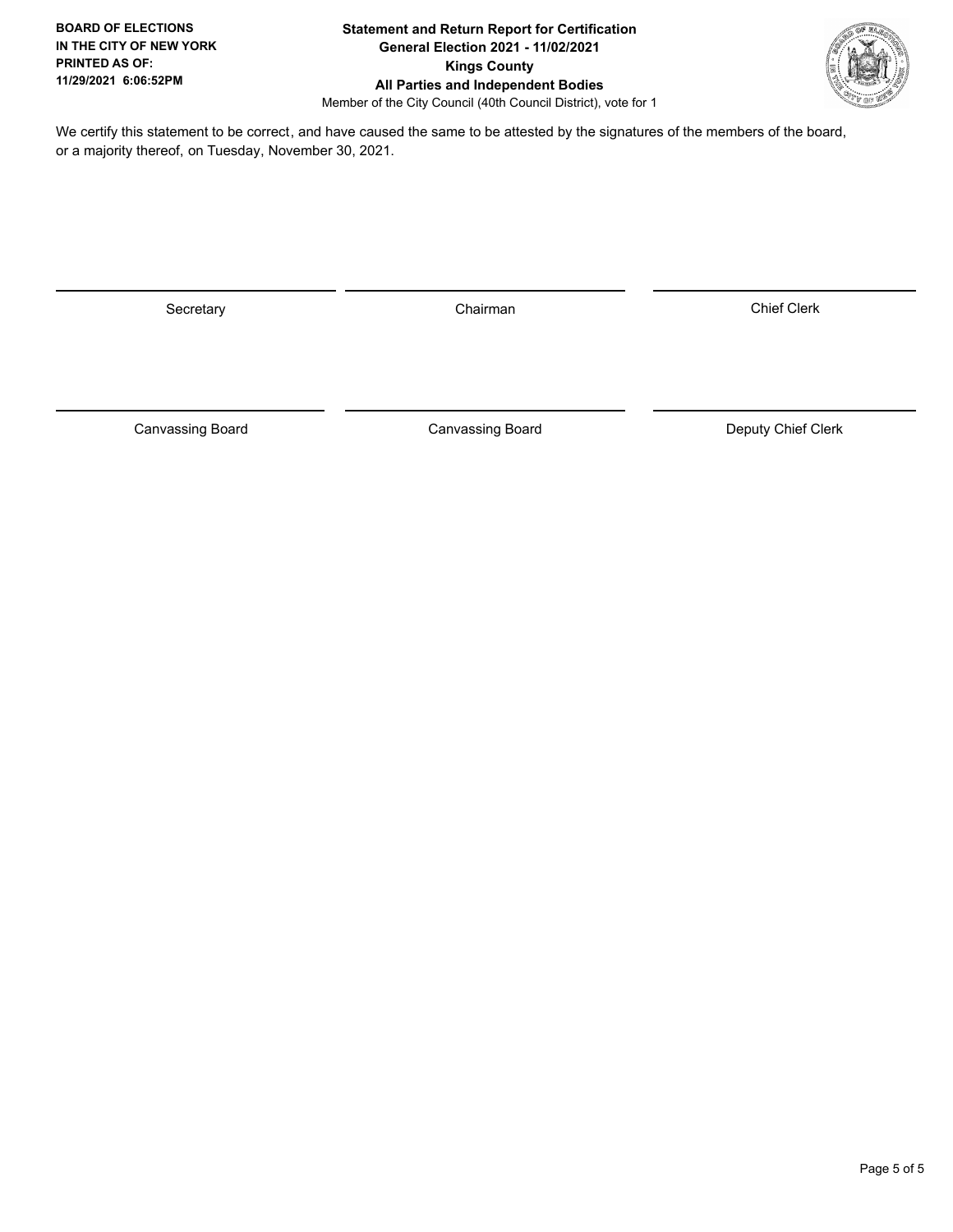**BOARD OF ELECTIONS IN THE CITY OF NEW YORK**
**PRINTED AS OF: 11/29/2021 6:06:52PM**

**Statement and Return Report for Certification**
**General Election 2021 - 11/02/2021**
**Kings County**
**All Parties and Independent Bodies**
Member of the City Council (40th Council District), vote for 1

We certify this statement to be correct, and have caused the same to be attested by the signatures of the members of the board, or a majority thereof, on Tuesday, November 30, 2021.

| | | |
|---|---|---|
| Secretary | Chairman | Chief Clerk |
| Canvassing Board | Canvassing Board | Deputy Chief Clerk |